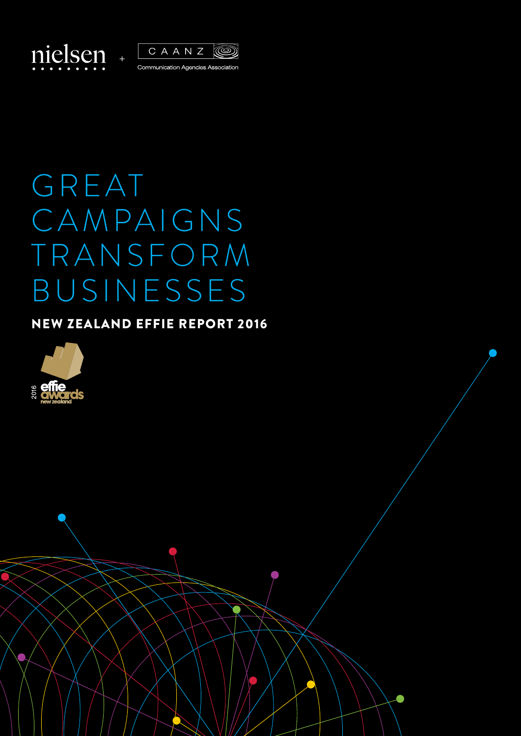nielsen + CAANZ Communication Agencies Association

# GREAT CAMPAIGNS TRANSFORM BUSINESSES

## NEW ZEALAND EFFIE REPORT 2016

2016 effie awards new zealand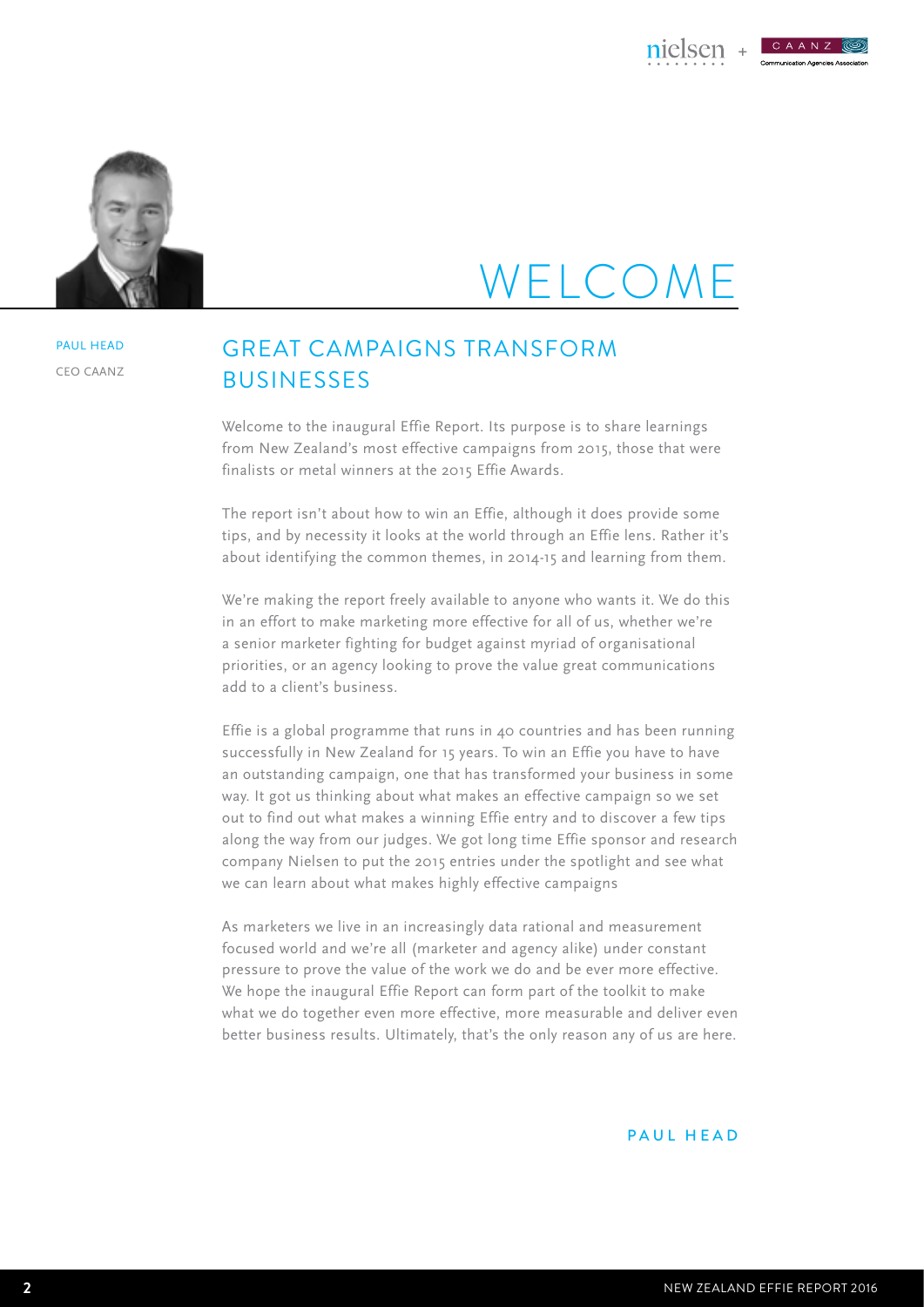# WELCOME

PAUL HEAD
CEO CAANZ

## GREAT CAMPAIGNS TRANSFORM BUSINESSES

Welcome to the inaugural Effie Report. Its purpose is to share learnings from New Zealand's most effective campaigns from 2015, those that were finalists or metal winners at the 2015 Effie Awards.

The report isn't about how to win an Effie, although it does provide some tips, and by necessity it looks at the world through an Effie lens. Rather it's about identifying the common themes, in 2014-15 and learning from them.

We're making the report freely available to anyone who wants it. We do this in an effort to make marketing more effective for all of us, whether we're a senior marketer fighting for budget against myriad of organisational priorities, or an agency looking to prove the value great communications add to a client's business.

Effie is a global programme that runs in 40 countries and has been running successfully in New Zealand for 15 years. To win an Effie you have to have an outstanding campaign, one that has transformed your business in some way. It got us thinking about what makes an effective campaign so we set out to find out what makes a winning Effie entry and to discover a few tips along the way from our judges. We got long time Effie sponsor and research company Nielsen to put the 2015 entries under the spotlight and see what we can learn about what makes highly effective campaigns

As marketers we live in an increasingly data rational and measurement focused world and we're all (marketer and agency alike) under constant pressure to prove the value of the work we do and be ever more effective. We hope the inaugural Effie Report can form part of the toolkit to make what we do together even more effective, more measurable and deliver even better business results. Ultimately, that's the only reason any of us are here.

PAUL HEAD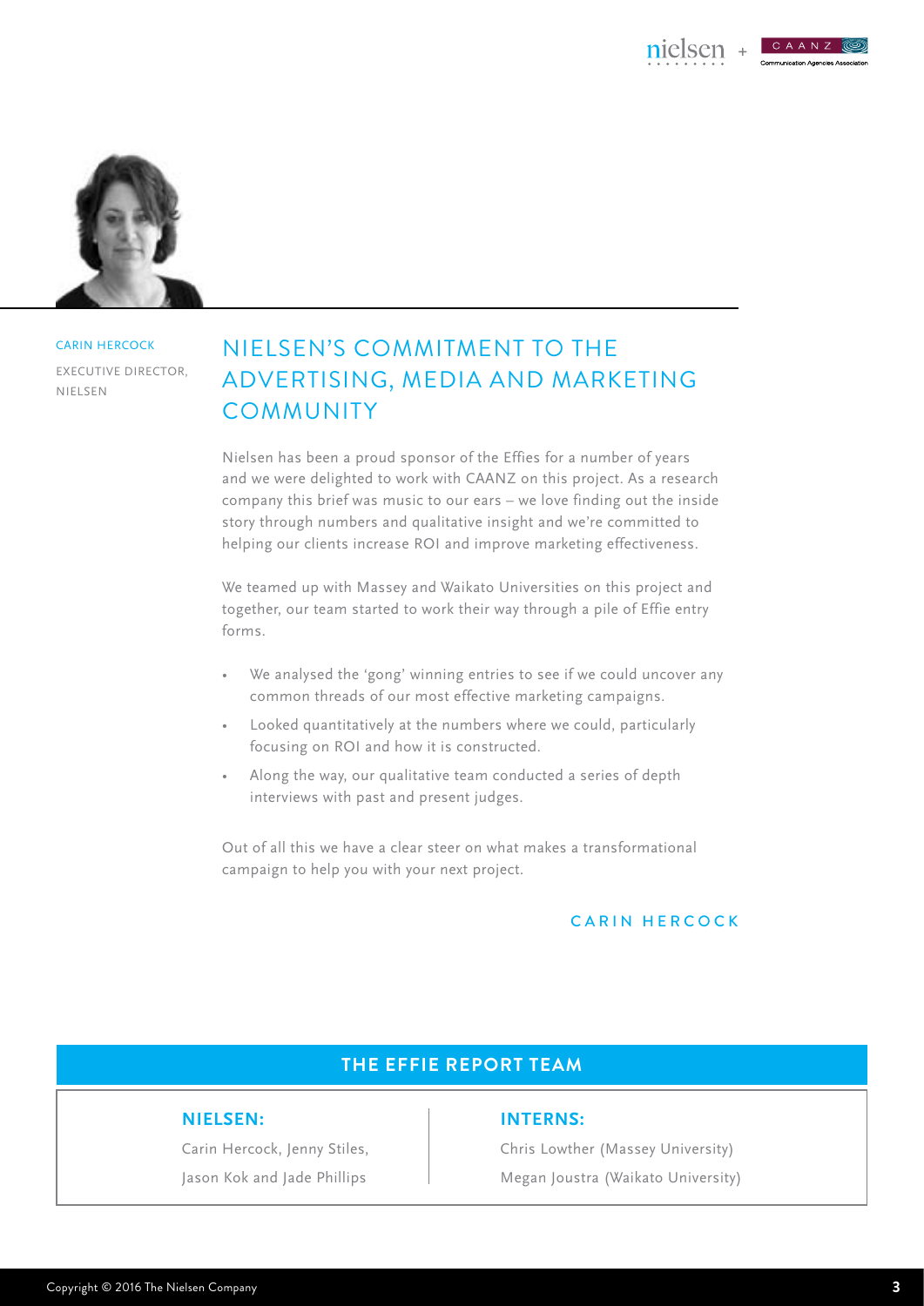CARIN HERCOCK

EXECUTIVE DIRECTOR, NIELSEN

# NIELSEN'S COMMITMENT TO THE ADVERTISING, MEDIA AND MARKETING COMMUNITY

Nielsen has been a proud sponsor of the Effies for a number of years and we were delighted to work with CAANZ on this project. As a research company this brief was music to our ears – we love finding out the inside story through numbers and qualitative insight and we're committed to helping our clients increase ROI and improve marketing effectiveness.

We teamed up with Massey and Waikato Universities on this project and together, our team started to work their way through a pile of Effie entry forms.

- We analysed the 'gong' winning entries to see if we could uncover any common threads of our most effective marketing campaigns.
- Looked quantitatively at the numbers where we could, particularly focusing on ROI and how it is constructed.
- Along the way, our qualitative team conducted a series of depth interviews with past and present judges.

Out of all this we have a clear steer on what makes a transformational campaign to help you with your next project.

CARIN HERCOCK

## THE EFFIE REPORT TEAM

**NIELSEN:**

Carin Hercock, Jenny Stiles, Jason Kok and Jade Phillips

**INTERNS:**

Chris Lowther (Massey University)

Megan Joustra (Waikato University)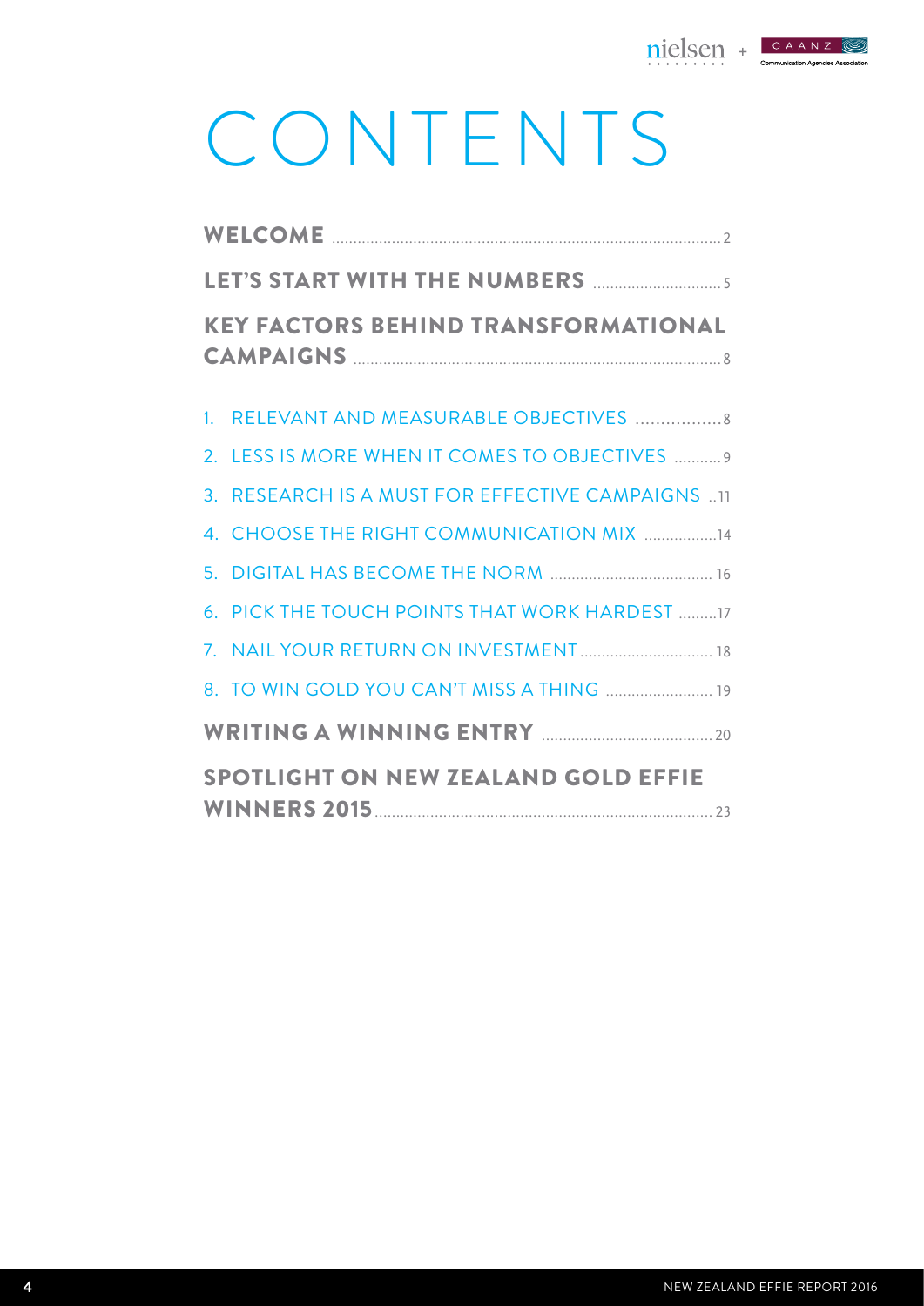# CONTENTS

**WELCOME** ........ 2

**LET'S START WITH THE NUMBERS** ........ 5

**KEY FACTORS BEHIND TRANSFORMATIONAL CAMPAIGNS** ........ 8

1. RELEVANT AND MEASURABLE OBJECTIVES ........ 8
2. LESS IS MORE WHEN IT COMES TO OBJECTIVES ........ 9
3. RESEARCH IS A MUST FOR EFFECTIVE CAMPAIGNS ........ 11
4. CHOOSE THE RIGHT COMMUNICATION MIX ........ 14
5. DIGITAL HAS BECOME THE NORM ........ 16
6. PICK THE TOUCH POINTS THAT WORK HARDEST ........ 17
7. NAIL YOUR RETURN ON INVESTMENT ........ 18
8. TO WIN GOLD YOU CAN'T MISS A THING ........ 19

**WRITING A WINNING ENTRY** ........ 20

**SPOTLIGHT ON NEW ZEALAND GOLD EFFIE WINNERS 2015** ........ 23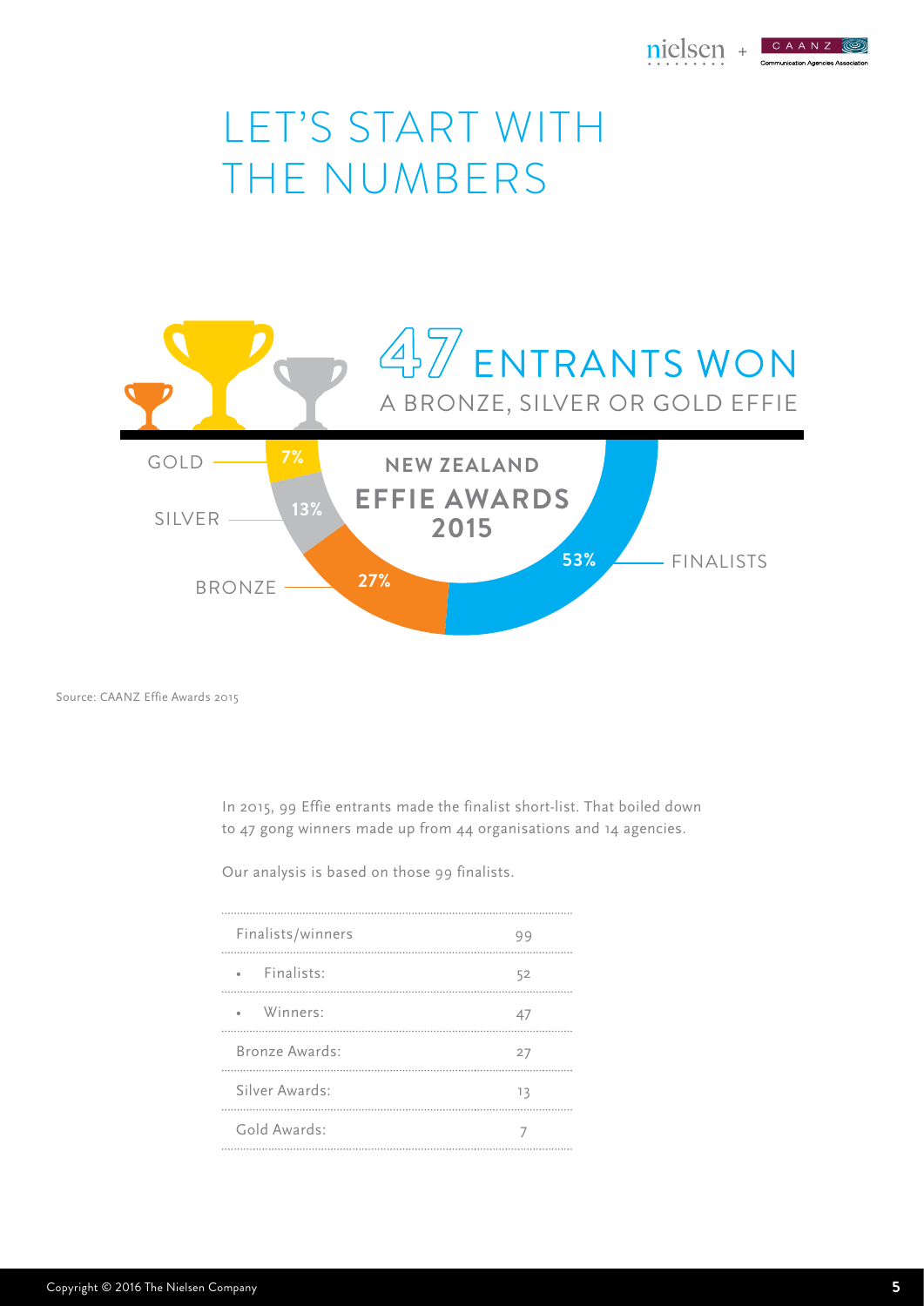# LET'S START WITH THE NUMBERS

47 ENTRANTS WON
A BRONZE, SILVER OR GOLD EFFIE

NEW ZEALAND EFFIE AWARDS 2015

GOLD 7%
SILVER 13%
BRONZE 27%
FINALISTS 53%

Source: CAANZ Effie Awards 2015

In 2015, 99 Effie entrants made the finalist short-list. That boiled down to 47 gong winners made up from 44 organisations and 14 agencies.

Our analysis is based on those 99 finalists.

| Finalists/winners | 99 |
|---|---|
| • Finalists: | 52 |
| • Winners: | 47 |
| Bronze Awards: | 27 |
| Silver Awards: | 13 |
| Gold Awards: | 7 |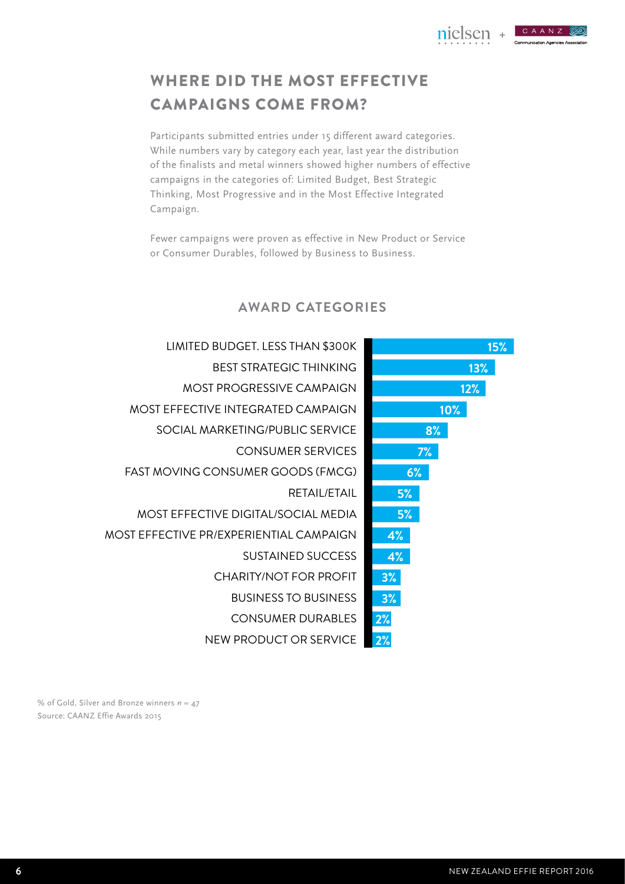# WHERE DID THE MOST EFFECTIVE CAMPAIGNS COME FROM?

Participants submitted entries under 15 different award categories. While numbers vary by category each year, last year the distribution of the finalists and metal winners showed higher numbers of effective campaigns in the categories of: Limited Budget, Best Strategic Thinking, Most Progressive and in the Most Effective Integrated Campaign.

Fewer campaigns were proven as effective in New Product or Service or Consumer Durables, followed by Business to Business.

## AWARD CATEGORIES

| Category | % |
|---|---|
| LIMITED BUDGET. LESS THAN $300K | 15% |
| BEST STRATEGIC THINKING | 13% |
| MOST PROGRESSIVE CAMPAIGN | 12% |
| MOST EFFECTIVE INTEGRATED CAMPAIGN | 10% |
| SOCIAL MARKETING/PUBLIC SERVICE | 8% |
| CONSUMER SERVICES | 7% |
| FAST MOVING CONSUMER GOODS (FMCG) | 6% |
| RETAIL/ETAIL | 5% |
| MOST EFFECTIVE DIGITAL/SOCIAL MEDIA | 5% |
| MOST EFFECTIVE PR/EXPERIENTIAL CAMPAIGN | 4% |
| SUSTAINED SUCCESS | 4% |
| CHARITY/NOT FOR PROFIT | 3% |
| BUSINESS TO BUSINESS | 3% |
| CONSUMER DURABLES | 2% |
| NEW PRODUCT OR SERVICE | 2% |

% of Gold, Silver and Bronze winners $n = 47$

Source: CAANZ Effie Awards 2015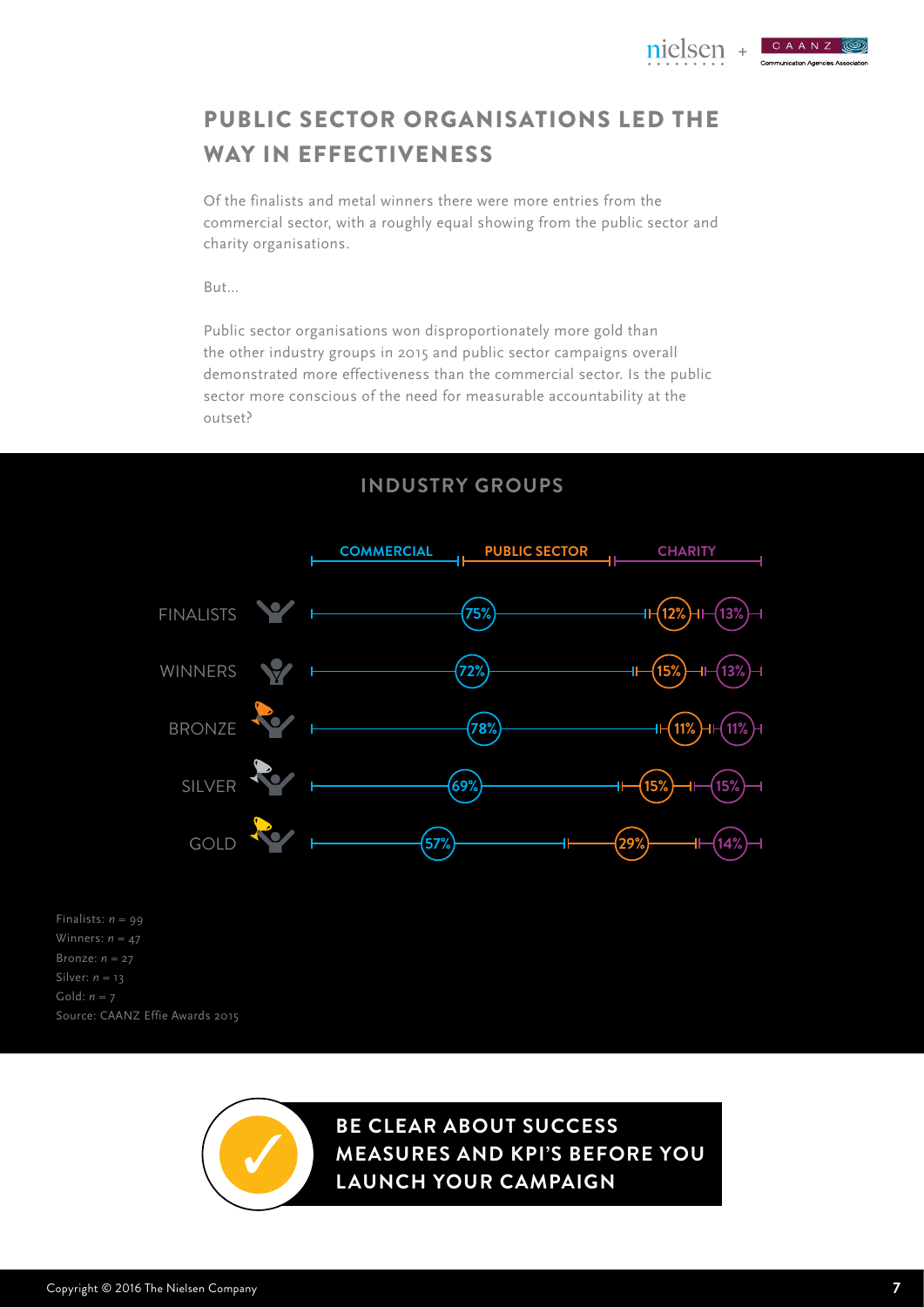# PUBLIC SECTOR ORGANISATIONS LED THE WAY IN EFFECTIVENESS

Of the finalists and metal winners there were more entries from the commercial sector, with a roughly equal showing from the public sector and charity organisations.

But...

Public sector organisations won disproportionately more gold than the other industry groups in 2015 and public sector campaigns overall demonstrated more effectiveness than the commercial sector. Is the public sector more conscious of the need for measurable accountability at the outset?

## INDUSTRY GROUPS

| | COMMERCIAL | PUBLIC SECTOR | CHARITY |
|---|---|---|---|
| FINALISTS | 75% | 12% | 13% |
| WINNERS | 72% | 15% | 13% |
| BRONZE | 78% | 11% | 11% |
| SILVER | 69% | 15% | 15% |
| GOLD | 57% | 29% | 14% |

Finalists: $n = 99$
Winners: $n = 47$
Bronze: $n = 27$
Silver: $n = 13$
Gold: $n = 7$
Source: CAANZ Effie Awards 2015

**BE CLEAR ABOUT SUCCESS MEASURES AND KPI'S BEFORE YOU LAUNCH YOUR CAMPAIGN**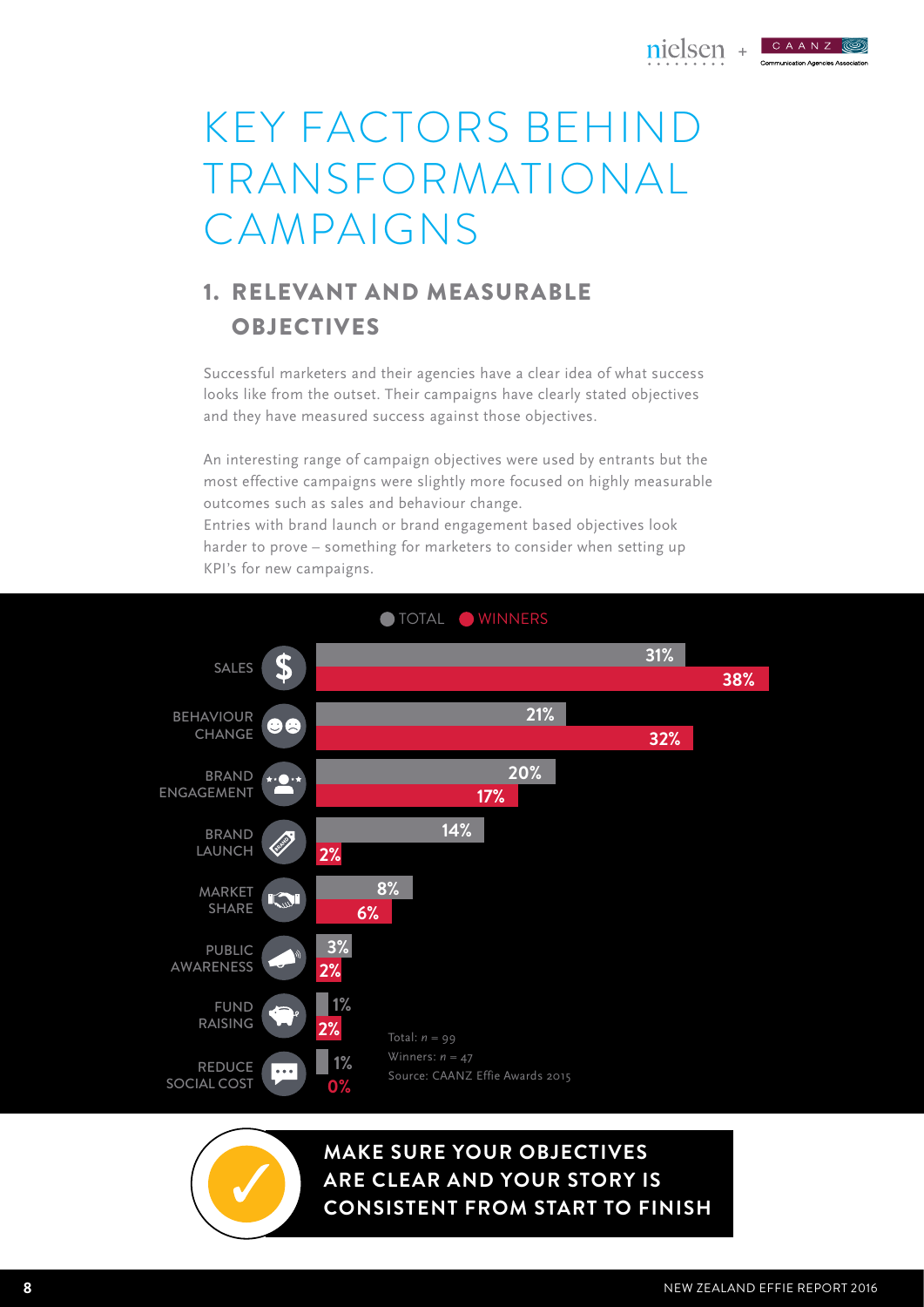# KEY FACTORS BEHIND TRANSFORMATIONAL CAMPAIGNS

## 1. RELEVANT AND MEASURABLE OBJECTIVES

Successful marketers and their agencies have a clear idea of what success looks like from the outset. Their campaigns have clearly stated objectives and they have measured success against those objectives.

An interesting range of campaign objectives were used by entrants but the most effective campaigns were slightly more focused on highly measurable outcomes such as sales and behaviour change.

Entries with brand launch or brand engagement based objectives look harder to prove – something for marketers to consider when setting up KPI's for new campaigns.

| Objective | Total | Winners |
|---|---|---|
| Sales | 31% | 38% |
| Behaviour Change | 21% | 32% |
| Brand Engagement | 20% | 17% |
| Brand Launch | 14% | 2% |
| Market Share | 8% | 6% |
| Public Awareness | 3% | 2% |
| Fund Raising | 1% | 2% |
| Reduce Social Cost | 1% | 0% |

Total: $n = 99$
Winners: $n = 47$
Source: CAANZ Effie Awards 2015

**MAKE SURE YOUR OBJECTIVES ARE CLEAR AND YOUR STORY IS CONSISTENT FROM START TO FINISH**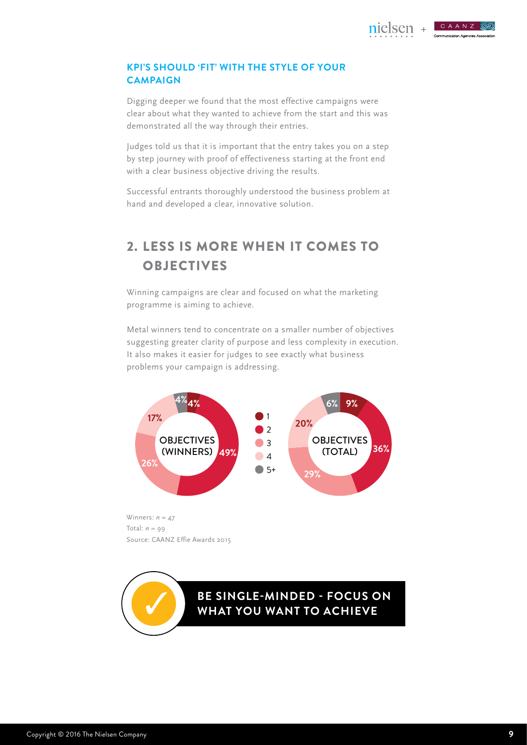### KPI'S SHOULD 'FIT' WITH THE STYLE OF YOUR CAMPAIGN

Digging deeper we found that the most effective campaigns were clear about what they wanted to achieve from the start and this was demonstrated all the way through their entries.

Judges told us that it is important that the entry takes you on a step by step journey with proof of effectiveness starting at the front end with a clear business objective driving the results.

Successful entrants thoroughly understood the business problem at hand and developed a clear, innovative solution.

## 2. LESS IS MORE WHEN IT COMES TO OBJECTIVES

Winning campaigns are clear and focused on what the marketing programme is aiming to achieve.

Metal winners tend to concentrate on a smaller number of objectives suggesting greater clarity of purpose and less complexity in execution. It also makes it easier for judges to see exactly what business problems your campaign is addressing.

| Number of objectives | OBJECTIVES (WINNERS) | OBJECTIVES (TOTAL) |
|---|---|---|
| 1 | 4% | 9% |
| 2 | 49% | 36% |
| 3 | 26% | 29% |
| 4 | 17% | 20% |
| 5+ | 4% | 6% |

Winners: $n = 47$
Total: $n = 99$
Source: CAANZ Effie Awards 2015

**BE SINGLE-MINDED - FOCUS ON WHAT YOU WANT TO ACHIEVE**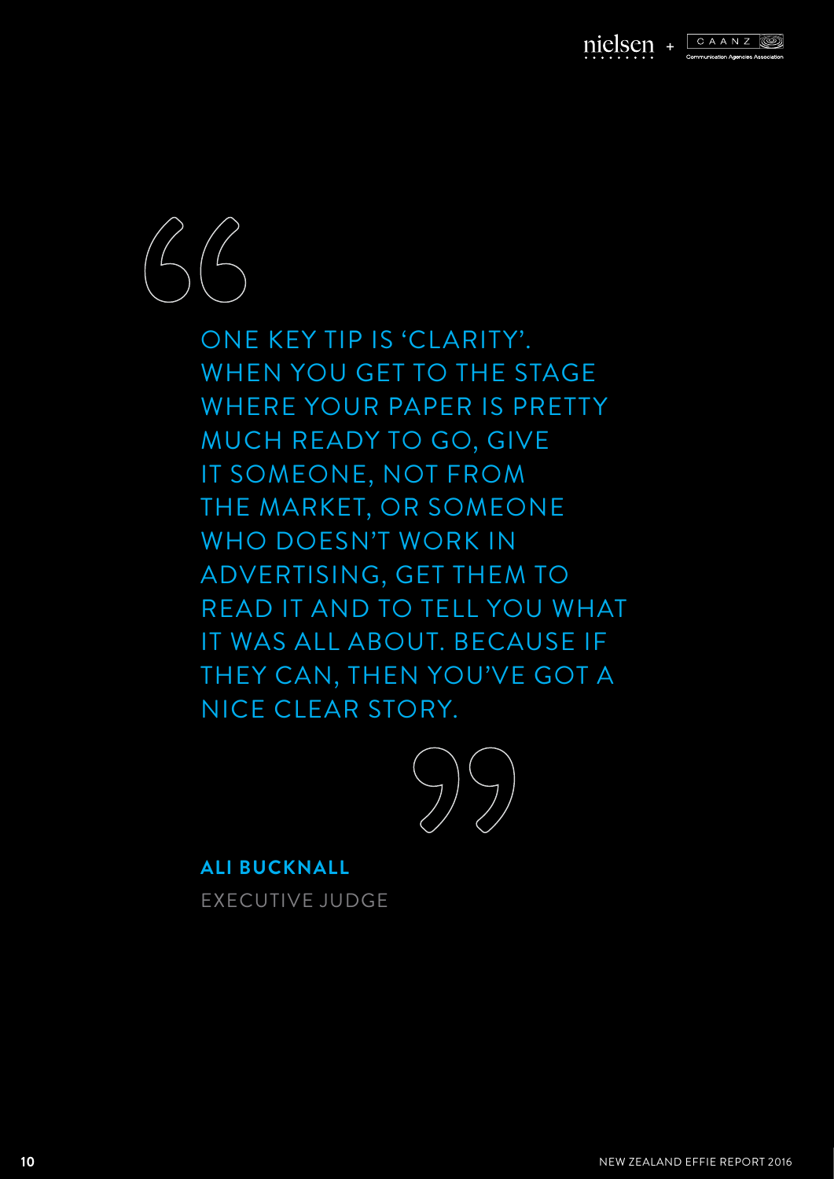> ONE KEY TIP IS 'CLARITY'. WHEN YOU GET TO THE STAGE WHERE YOUR PAPER IS PRETTY MUCH READY TO GO, GIVE IT SOMEONE, NOT FROM THE MARKET, OR SOMEONE WHO DOESN'T WORK IN ADVERTISING, GET THEM TO READ IT AND TO TELL YOU WHAT IT WAS ALL ABOUT. BECAUSE IF THEY CAN, THEN YOU'VE GOT A NICE CLEAR STORY.

**ALI BUCKNALL**

EXECUTIVE JUDGE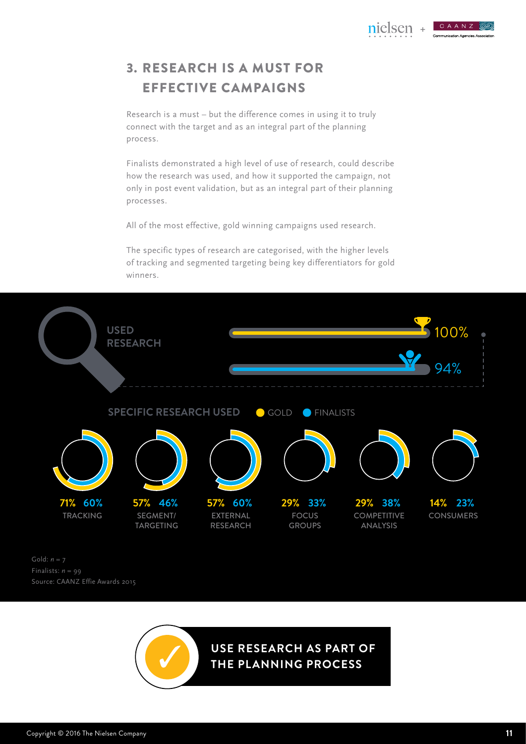## 3. RESEARCH IS A MUST FOR EFFECTIVE CAMPAIGNS

Research is a must – but the difference comes in using it to truly connect with the target and as an integral part of the planning process.

Finalists demonstrated a high level of use of research, could describe how the research was used, and how it supported the campaign, not only in post event validation, but as an integral part of their planning processes.

All of the most effective, gold winning campaigns used research.

The specific types of research are categorised, with the higher levels of tracking and segmented targeting being key differentiators for gold winners.

**USED RESEARCH**

- Gold: 100%
- Finalists: 94%

**SPECIFIC RESEARCH USED**

| Research type | Gold | Finalists |
|---|---|---|
| Tracking | 71% | 60% |
| Segment/Targeting | 57% | 46% |
| External Research | 57% | 60% |
| Focus Groups | 29% | 33% |
| Competitive Analysis | 29% | 38% |
| Consumers | 14% | 23% |

Gold: $n = 7$
Finalists: $n = 99$
Source: CAANZ Effie Awards 2015

**✓ USE RESEARCH AS PART OF THE PLANNING PROCESS**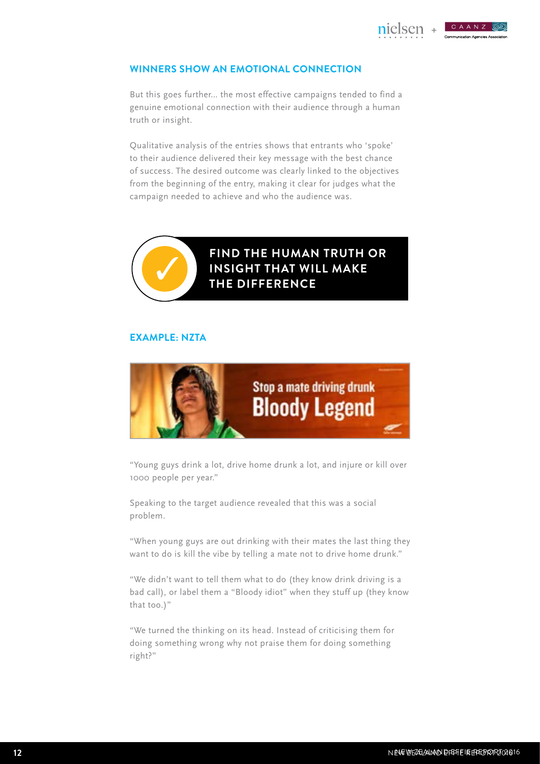## WINNERS SHOW AN EMOTIONAL CONNECTION

But this goes further... the most effective campaigns tended to find a genuine emotional connection with their audience through a human truth or insight.

Qualitative analysis of the entries shows that entrants who 'spoke' to their audience delivered their key message with the best chance of success. The desired outcome was clearly linked to the objectives from the beginning of the entry, making it clear for judges what the campaign needed to achieve and who the audience was.

**✓ FIND THE HUMAN TRUTH OR INSIGHT THAT WILL MAKE THE DIFFERENCE**

## EXAMPLE: NZTA

"Young guys drink a lot, drive home drunk a lot, and injure or kill over 1000 people per year."

Speaking to the target audience revealed that this was a social problem.

"When young guys are out drinking with their mates the last thing they want to do is kill the vibe by telling a mate not to drive home drunk."

"We didn't want to tell them what to do (they know drink driving is a bad call), or label them a "Bloody idiot" when they stuff up (they know that too.)"

"We turned the thinking on its head. Instead of criticising them for doing something wrong why not praise them for doing something right?"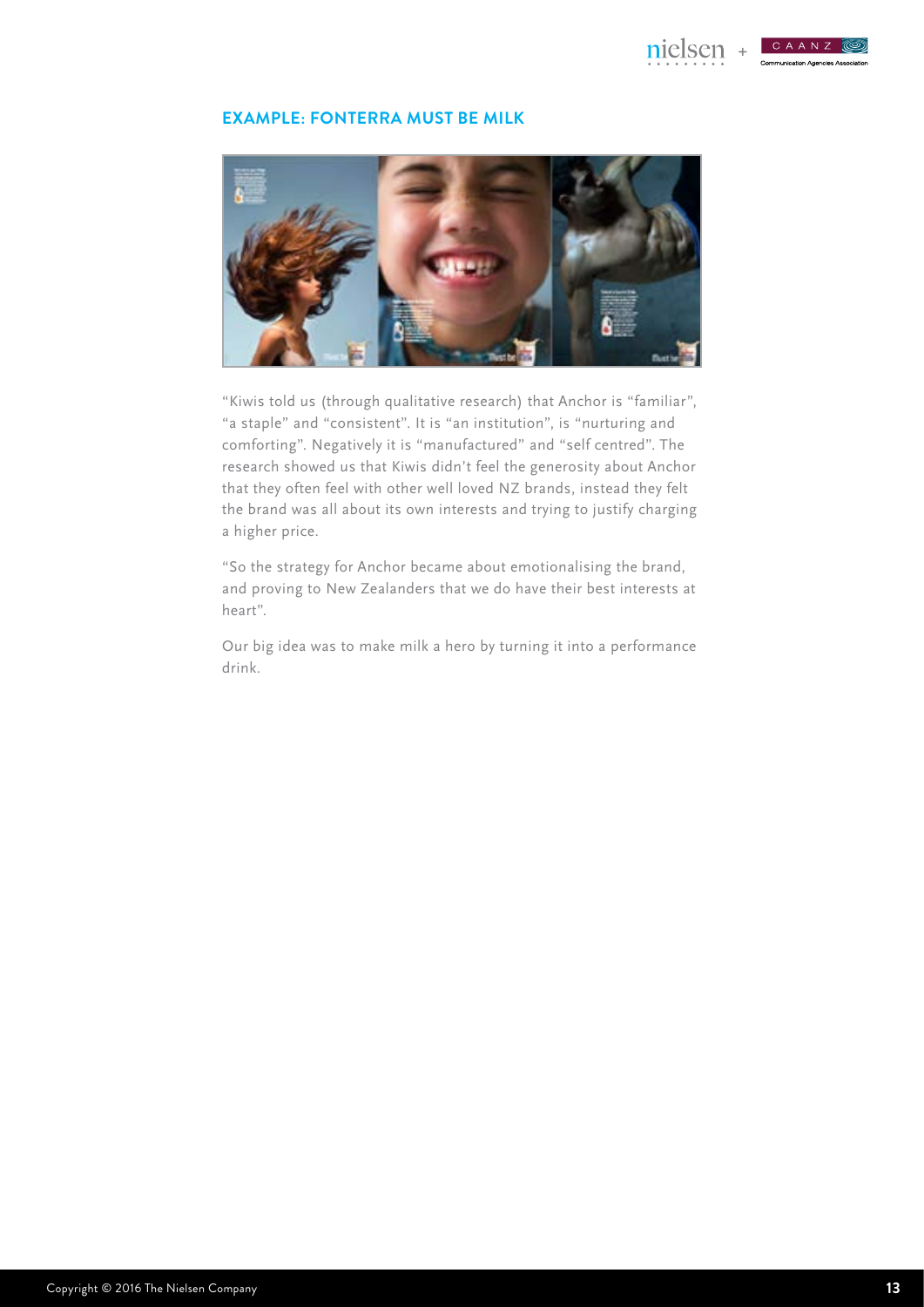## EXAMPLE: FONTERRA MUST BE MILK

"Kiwis told us (through qualitative research) that Anchor is "familiar", "a staple" and "consistent". It is "an institution", is "nurturing and comforting". Negatively it is "manufactured" and "self centred". The research showed us that Kiwis didn't feel the generosity about Anchor that they often feel with other well loved NZ brands, instead they felt the brand was all about its own interests and trying to justify charging a higher price.

"So the strategy for Anchor became about emotionalising the brand, and proving to New Zealanders that we do have their best interests at heart".

Our big idea was to make milk a hero by turning it into a performance drink.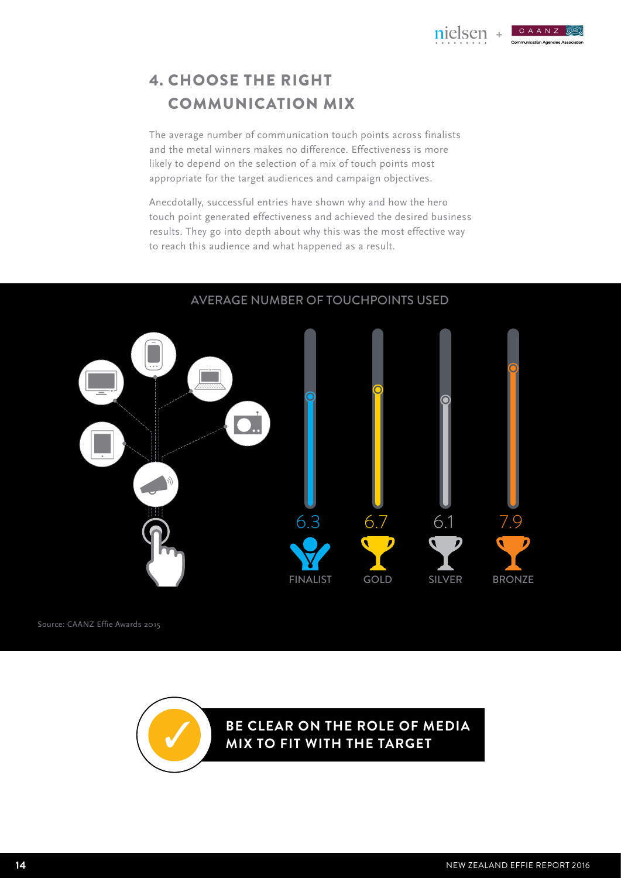## 4. CHOOSE THE RIGHT COMMUNICATION MIX

The average number of communication touch points across finalists and the metal winners makes no difference. Effectiveness is more likely to depend on the selection of a mix of touch points most appropriate for the target audiences and campaign objectives.

Anecdotally, successful entries have shown why and how the hero touch point generated effectiveness and achieved the desired business results. They go into depth about why this was the most effective way to reach this audience and what happened as a result.

### AVERAGE NUMBER OF TOUCHPOINTS USED

| FINALIST | GOLD | SILVER | BRONZE |
|---|---|---|---|
| 6.3 | 6.7 | 6.1 | 7.9 |

Source: CAANZ Effie Awards 2015

**BE CLEAR ON THE ROLE OF MEDIA MIX TO FIT WITH THE TARGET**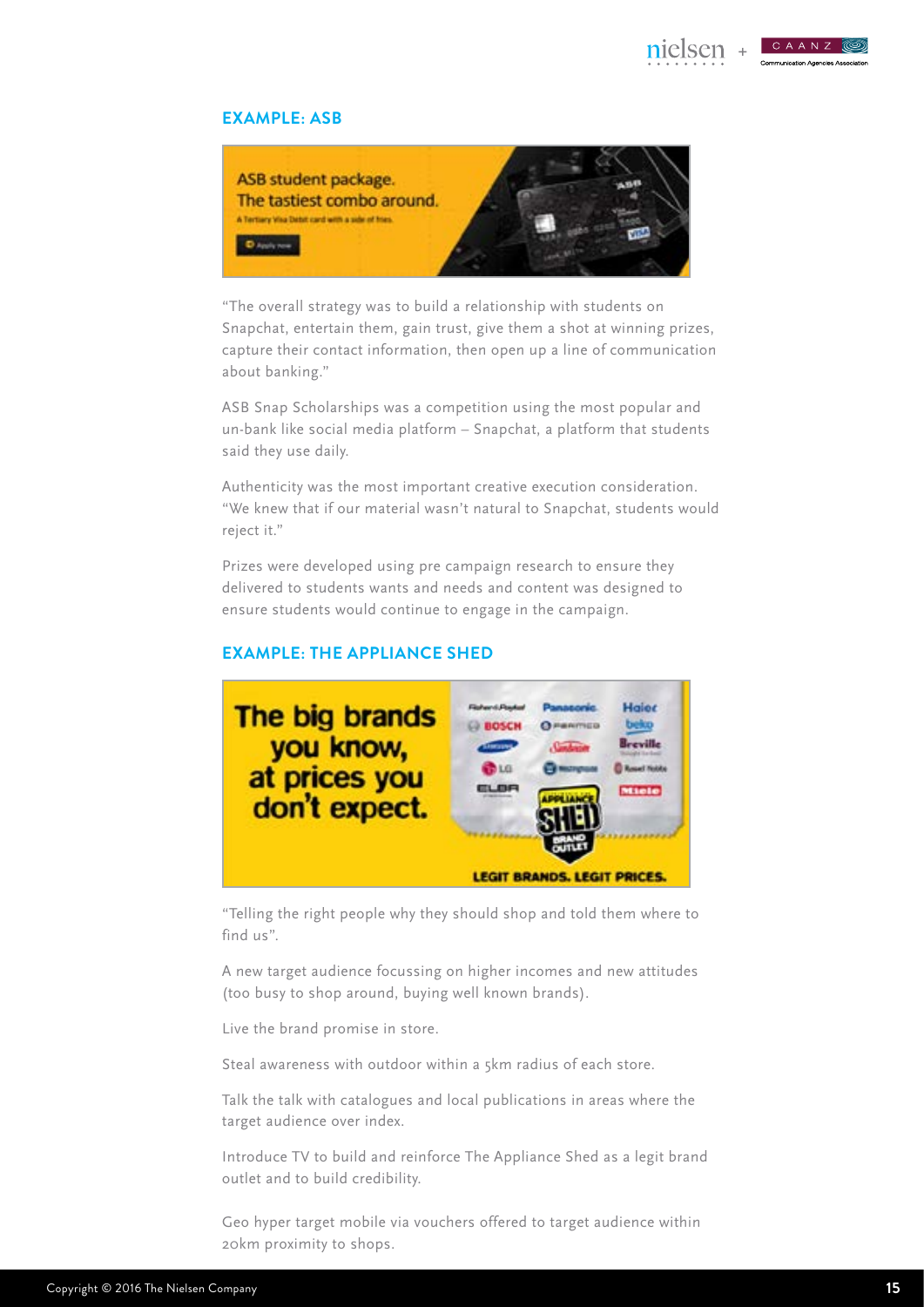## EXAMPLE: ASB

"The overall strategy was to build a relationship with students on Snapchat, entertain them, gain trust, give them a shot at winning prizes, capture their contact information, then open up a line of communication about banking."

ASB Snap Scholarships was a competition using the most popular and un-bank like social media platform – Snapchat, a platform that students said they use daily.

Authenticity was the most important creative execution consideration. "We knew that if our material wasn't natural to Snapchat, students would reject it."

Prizes were developed using pre campaign research to ensure they delivered to students wants and needs and content was designed to ensure students would continue to engage in the campaign.

## EXAMPLE: THE APPLIANCE SHED

"Telling the right people why they should shop and told them where to find us".

A new target audience focussing on higher incomes and new attitudes (too busy to shop around, buying well known brands).

Live the brand promise in store.

Steal awareness with outdoor within a 5km radius of each store.

Talk the talk with catalogues and local publications in areas where the target audience over index.

Introduce TV to build and reinforce The Appliance Shed as a legit brand outlet and to build credibility.

Geo hyper target mobile via vouchers offered to target audience within 20km proximity to shops.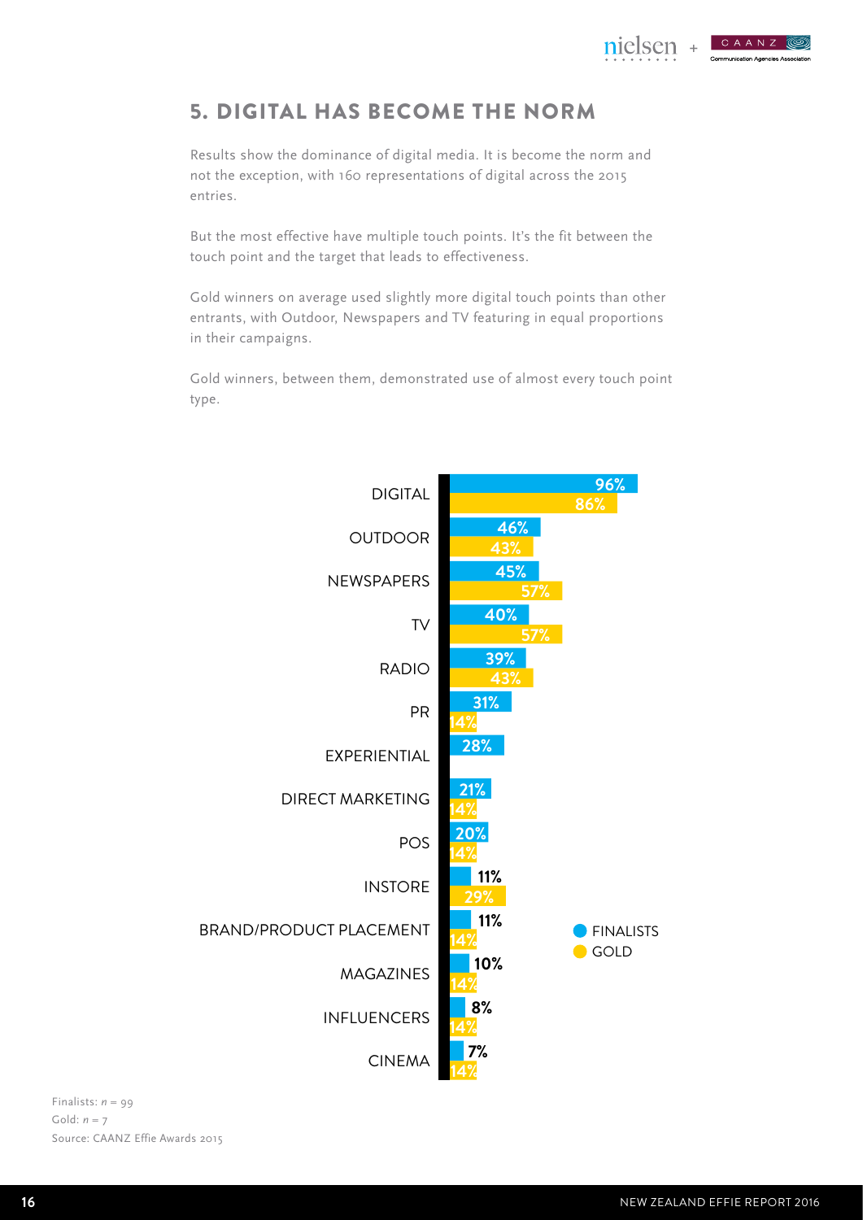## 5. DIGITAL HAS BECOME THE NORM

Results show the dominance of digital media. It is become the norm and not the exception, with 160 representations of digital across the 2015 entries.

But the most effective have multiple touch points. It's the fit between the touch point and the target that leads to effectiveness.

Gold winners on average used slightly more digital touch points than other entrants, with Outdoor, Newspapers and TV featuring in equal proportions in their campaigns.

Gold winners, between them, demonstrated use of almost every touch point type.

| | FINALISTS | GOLD |
|---|---|---|
| DIGITAL | 96% | 86% |
| OUTDOOR | 46% | 43% |
| NEWSPAPERS | 45% | 57% |
| TV | 40% | 57% |
| RADIO | 39% | 43% |
| PR | 31% | 14% |
| EXPERIENTIAL | 28% | |
| DIRECT MARKETING | 21% | 14% |
| POS | 20% | 14% |
| INSTORE | 11% | 29% |
| BRAND/PRODUCT PLACEMENT | 11% | 14% |
| MAGAZINES | 10% | 14% |
| INFLUENCERS | 8% | 14% |
| CINEMA | 7% | 14% |

Finalists: $n = 99$
Gold: $n = 7$
Source: CAANZ Effie Awards 2015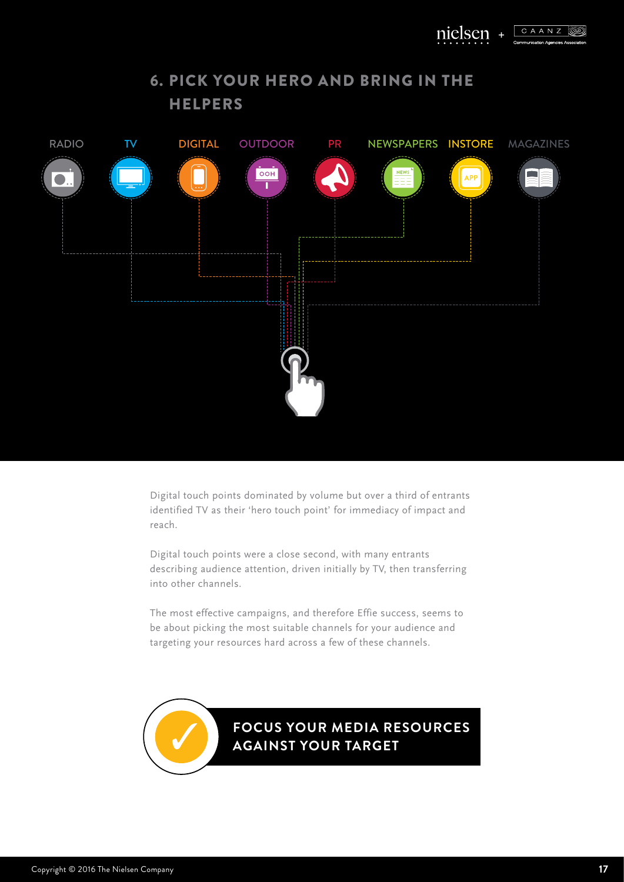## 6. PICK YOUR HERO AND BRING IN THE HELPERS

RADIO TV DIGITAL OUTDOOR PR NEWSPAPERS INSTORE MAGAZINES

Digital touch points dominated by volume but over a third of entrants identified TV as their 'hero touch point' for immediacy of impact and reach.

Digital touch points were a close second, with many entrants describing audience attention, driven initially by TV, then transferring into other channels.

The most effective campaigns, and therefore Effie success, seems to be about picking the most suitable channels for your audience and targeting your resources hard across a few of these channels.

**FOCUS YOUR MEDIA RESOURCES AGAINST YOUR TARGET**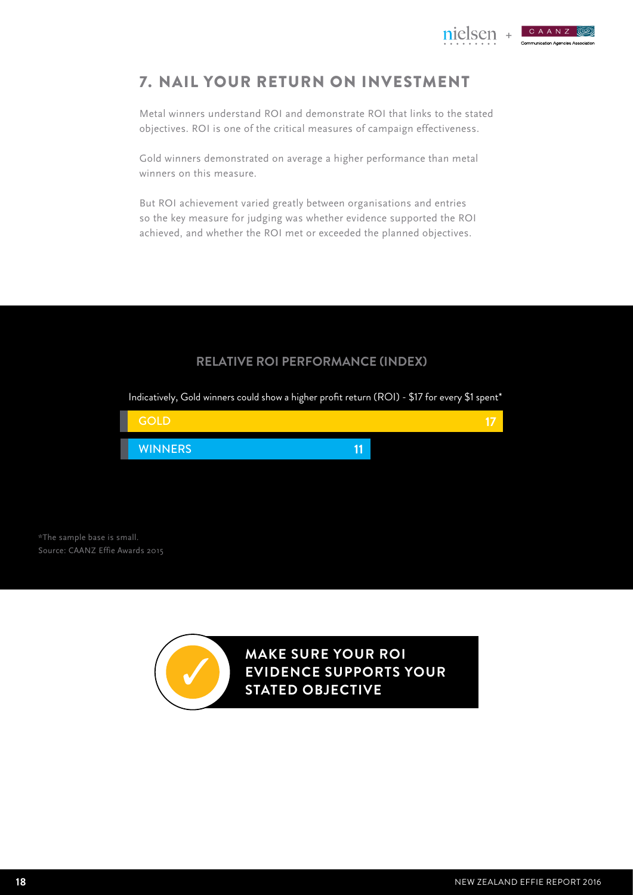## 7. NAIL YOUR RETURN ON INVESTMENT

Metal winners understand ROI and demonstrate ROI that links to the stated objectives. ROI is one of the critical measures of campaign effectiveness.

Gold winners demonstrated on average a higher performance than metal winners on this measure.

But ROI achievement varied greatly between organisations and entries so the key measure for judging was whether evidence supported the ROI achieved, and whether the ROI met or exceeded the planned objectives.

### RELATIVE ROI PERFORMANCE (INDEX)

Indicatively, Gold winners could show a higher profit return (ROI) - $17 for every $1 spent*

| | Index |
|---|---|
| GOLD | 17 |
| WINNERS | 11 |

*The sample base is small.
Source: CAANZ Effie Awards 2015

**MAKE SURE YOUR ROI EVIDENCE SUPPORTS YOUR STATED OBJECTIVE**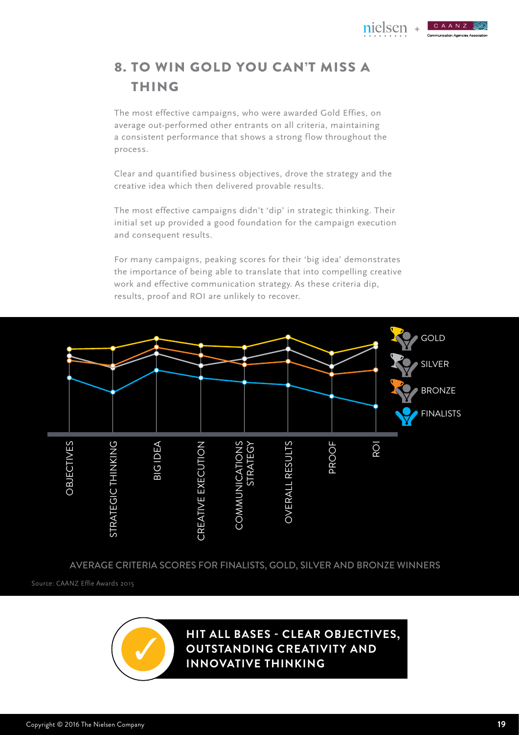## 8. TO WIN GOLD YOU CAN'T MISS A THING

The most effective campaigns, who were awarded Gold Effies, on average out-performed other entrants on all criteria, maintaining a consistent performance that shows a strong flow throughout the process.

Clear and quantified business objectives, drove the strategy and the creative idea which then delivered provable results.

The most effective campaigns didn't 'dip' in strategic thinking. Their initial set up provided a good foundation for the campaign execution and consequent results.

For many campaigns, peaking scores for their 'big idea' demonstrates the importance of being able to translate that into compelling creative work and effective communication strategy. As these criteria dip, results, proof and ROI are unlikely to recover.

GOLD
SILVER
BRONZE
FINALISTS

OBJECTIVES | STRATEGIC THINKING | BIG IDEA | CREATIVE EXECUTION | COMMUNICATIONS STRATEGY | OVERALL RESULTS | PROOF | ROI

AVERAGE CRITERIA SCORES FOR FINALISTS, GOLD, SILVER AND BRONZE WINNERS

Source: CAANZ Effie Awards 2015

**HIT ALL BASES - CLEAR OBJECTIVES, OUTSTANDING CREATIVITY AND INNOVATIVE THINKING**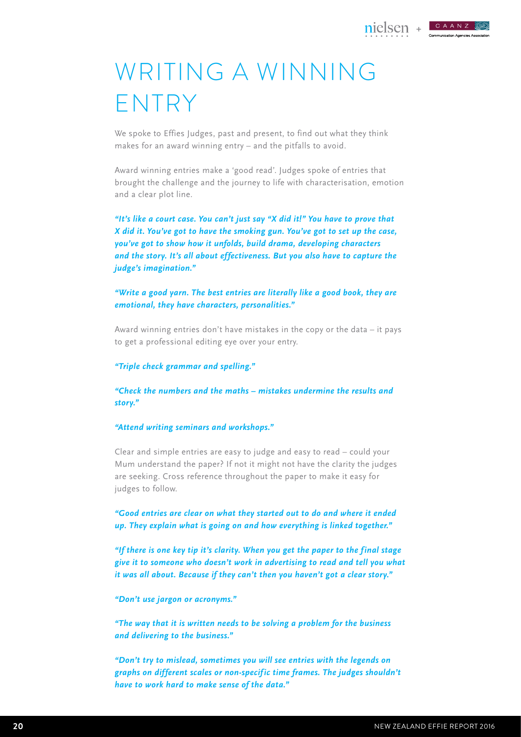# WRITING A WINNING ENTRY

We spoke to Effies Judges, past and present, to find out what they think makes for an award winning entry – and the pitfalls to avoid.

Award winning entries make a 'good read'. Judges spoke of entries that brought the challenge and the journey to life with characterisation, emotion and a clear plot line.

***"It's like a court case. You can't just say "X did it!" You have to prove that X did it. You've got to have the smoking gun. You've got to set up the case, you've got to show how it unfolds, build drama, developing characters and the story. It's all about effectiveness. But you also have to capture the judge's imagination."***

***"Write a good yarn. The best entries are literally like a good book, they are emotional, they have characters, personalities."***

Award winning entries don't have mistakes in the copy or the data – it pays to get a professional editing eye over your entry.

***"Triple check grammar and spelling."***

***"Check the numbers and the maths – mistakes undermine the results and story."***

***"Attend writing seminars and workshops."***

Clear and simple entries are easy to judge and easy to read – could your Mum understand the paper? If not it might not have the clarity the judges are seeking. Cross reference throughout the paper to make it easy for judges to follow.

***"Good entries are clear on what they started out to do and where it ended up. They explain what is going on and how everything is linked together."***

***"If there is one key tip it's clarity. When you get the paper to the final stage give it to someone who doesn't work in advertising to read and tell you what it was all about. Because if they can't then you haven't got a clear story."***

***"Don't use jargon or acronyms."***

***"The way that it is written needs to be solving a problem for the business and delivering to the business."***

***"Don't try to mislead, sometimes you will see entries with the legends on graphs on different scales or non-specific time frames. The judges shouldn't have to work hard to make sense of the data."***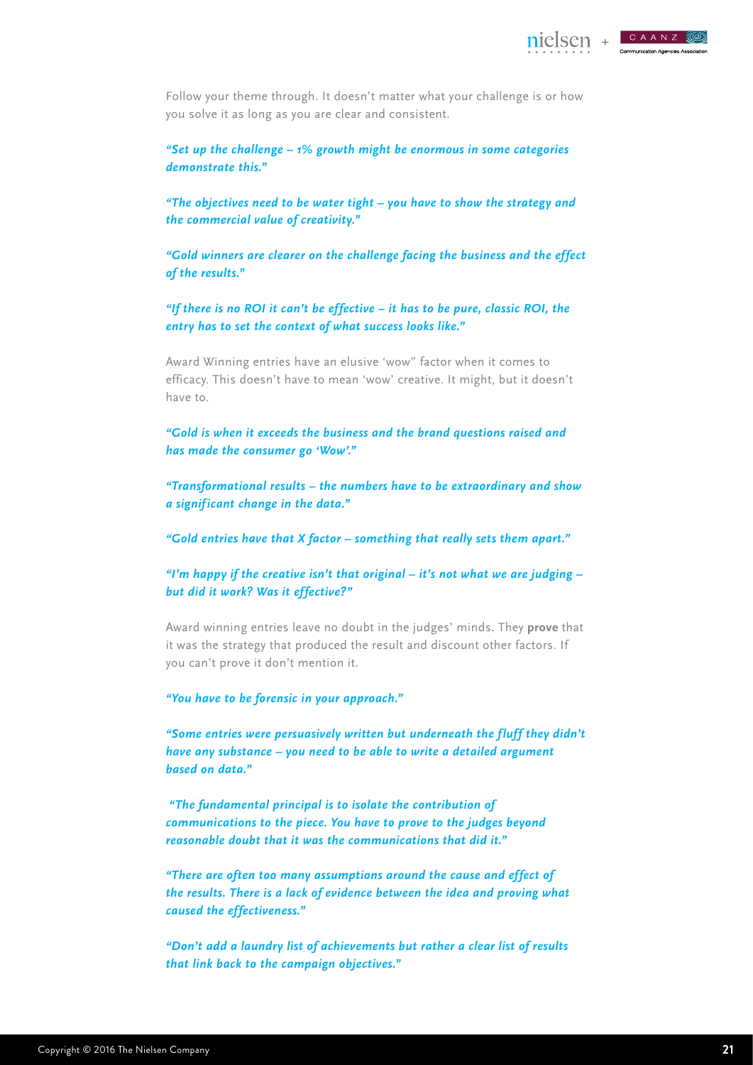Follow your theme through. It doesn't matter what your challenge is or how you solve it as long as you are clear and consistent.

***"Set up the challenge – 1% growth might be enormous in some categories demonstrate this."***

***"The objectives need to be water tight – you have to show the strategy and the commercial value of creativity."***

***"Gold winners are clearer on the challenge facing the business and the effect of the results."***

***"If there is no ROI it can't be effective – it has to be pure, classic ROI, the entry has to set the context of what success looks like."***

Award Winning entries have an elusive 'wow" factor when it comes to efficacy. This doesn't have to mean 'wow' creative. It might, but it doesn't have to.

***"Gold is when it exceeds the business and the brand questions raised and has made the consumer go 'Wow'."***

***"Transformational results – the numbers have to be extraordinary and show a significant change in the data."***

***"Gold entries have that X factor – something that really sets them apart."***

***"I'm happy if the creative isn't that original – it's not what we are judging – but did it work? Was it effective?"***

Award winning entries leave no doubt in the judges' minds. They **prove** that it was the strategy that produced the result and discount other factors. If you can't prove it don't mention it.

***"You have to be forensic in your approach."***

***"Some entries were persuasively written but underneath the fluff they didn't have any substance – you need to be able to write a detailed argument based on data."***

***"The fundamental principal is to isolate the contribution of communications to the piece. You have to prove to the judges beyond reasonable doubt that it was the communications that did it."***

***"There are often too many assumptions around the cause and effect of the results. There is a lack of evidence between the idea and proving what caused the effectiveness."***

***"Don't add a laundry list of achievements but rather a clear list of results that link back to the campaign objectives."***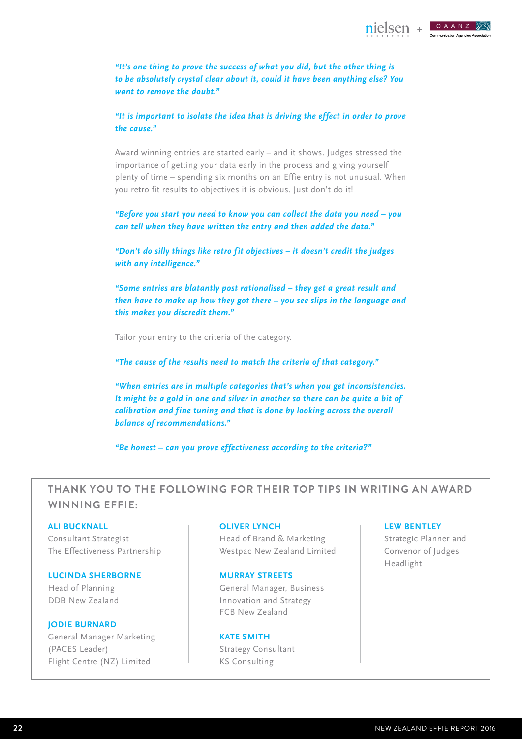***"It's one thing to prove the success of what you did, but the other thing is to be absolutely crystal clear about it, could it have been anything else? You want to remove the doubt."***

***"It is important to isolate the idea that is driving the effect in order to prove the cause."***

Award winning entries are started early – and it shows. Judges stressed the importance of getting your data early in the process and giving yourself plenty of time – spending six months on an Effie entry is not unusual. When you retro fit results to objectives it is obvious. Just don't do it!

***"Before you start you need to know you can collect the data you need – you can tell when they have written the entry and then added the data."***

***"Don't do silly things like retro fit objectives – it doesn't credit the judges with any intelligence."***

***"Some entries are blatantly post rationalised – they get a great result and then have to make up how they got there – you see slips in the language and this makes you discredit them."***

Tailor your entry to the criteria of the category.

***"The cause of the results need to match the criteria of that category."***

***"When entries are in multiple categories that's when you get inconsistencies. It might be a gold in one and silver in another so there can be quite a bit of calibration and fine tuning and that is done by looking across the overall balance of recommendations."***

***"Be honest – can you prove effectiveness according to the criteria?"***

## THANK YOU TO THE FOLLOWING FOR THEIR TOP TIPS IN WRITING AN AWARD WINNING EFFIE:

**ALI BUCKNALL**
Consultant Strategist
The Effectiveness Partnership

**LUCINDA SHERBORNE**
Head of Planning
DDB New Zealand

**JODIE BURNARD**
General Manager Marketing
(PACES Leader)
Flight Centre (NZ) Limited

**OLIVER LYNCH**
Head of Brand & Marketing
Westpac New Zealand Limited

**MURRAY STREETS**
General Manager, Business Innovation and Strategy
FCB New Zealand

**KATE SMITH**
Strategy Consultant
KS Consulting

**LEW BENTLEY**
Strategic Planner and Convenor of Judges
Headlight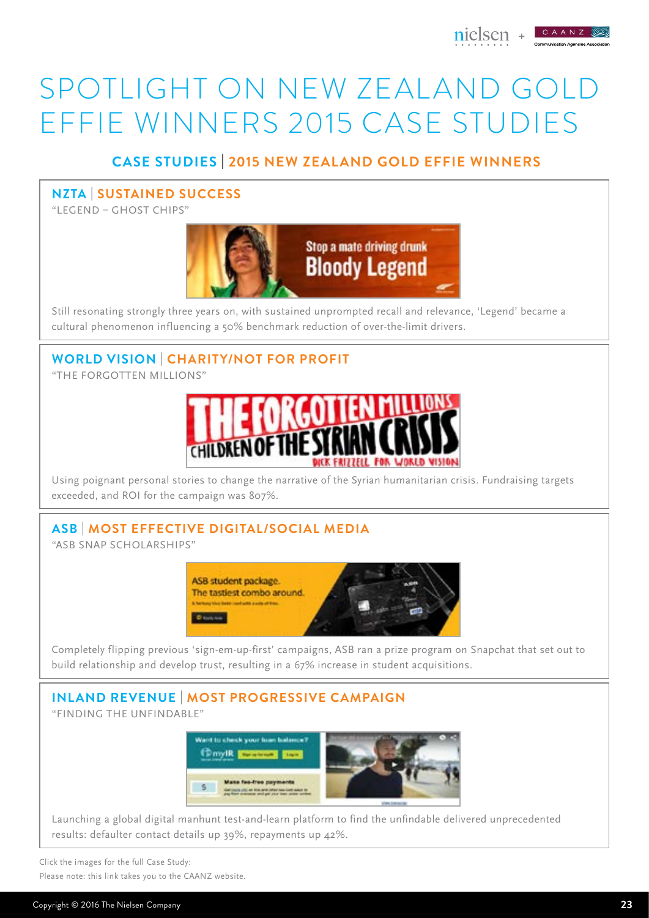# SPOTLIGHT ON NEW ZEALAND GOLD EFFIE WINNERS 2015 CASE STUDIES

## CASE STUDIES | 2015 NEW ZEALAND GOLD EFFIE WINNERS

### NZTA | SUSTAINED SUCCESS

"LEGEND – GHOST CHIPS"

Still resonating strongly three years on, with sustained unprompted recall and relevance, 'Legend' became a cultural phenomenon influencing a 50% benchmark reduction of over-the-limit drivers.

### WORLD VISION | CHARITY/NOT FOR PROFIT

"THE FORGOTTEN MILLIONS"

Using poignant personal stories to change the narrative of the Syrian humanitarian crisis. Fundraising targets exceeded, and ROI for the campaign was 807%.

### ASB | MOST EFFECTIVE DIGITAL/SOCIAL MEDIA

"ASB SNAP SCHOLARSHIPS"

Completely flipping previous 'sign-em-up-first' campaigns, ASB ran a prize program on Snapchat that set out to build relationship and develop trust, resulting in a 67% increase in student acquisitions.

### INLAND REVENUE | MOST PROGRESSIVE CAMPAIGN

"FINDING THE UNFINDABLE"

Launching a global digital manhunt test-and-learn platform to find the unfindable delivered unprecedented results: defaulter contact details up 39%, repayments up 42%.

Click the images for the full Case Study:
Please note: this link takes you to the CAANZ website.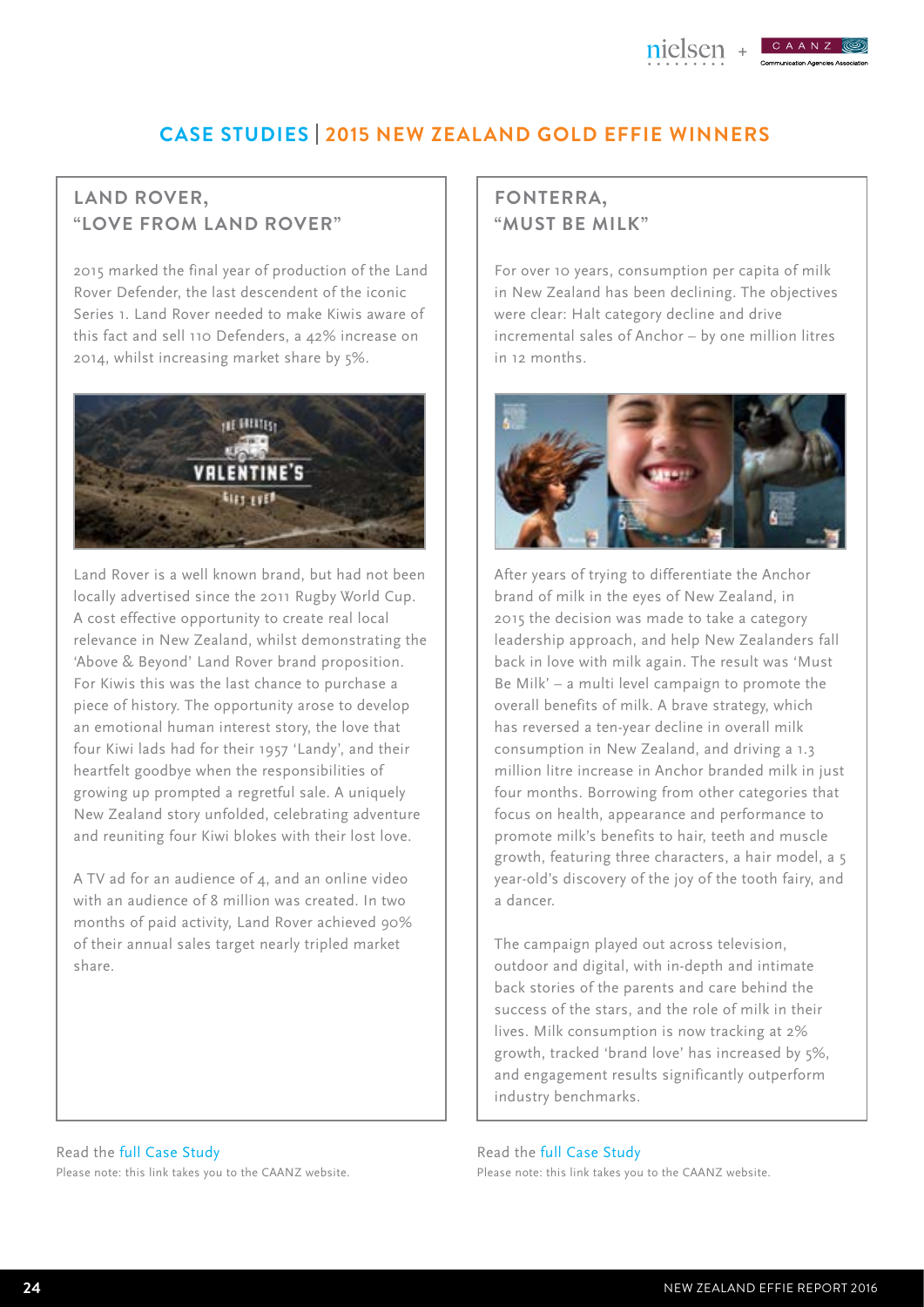# CASE STUDIES | 2015 NEW ZEALAND GOLD EFFIE WINNERS

## LAND ROVER, "LOVE FROM LAND ROVER"

2015 marked the final year of production of the Land Rover Defender, the last descendent of the iconic Series 1. Land Rover needed to make Kiwis aware of this fact and sell 110 Defenders, a 42% increase on 2014, whilst increasing market share by 5%.

Land Rover is a well known brand, but had not been locally advertised since the 2011 Rugby World Cup. A cost effective opportunity to create real local relevance in New Zealand, whilst demonstrating the 'Above & Beyond' Land Rover brand proposition. For Kiwis this was the last chance to purchase a piece of history. The opportunity arose to develop an emotional human interest story, the love that four Kiwi lads had for their 1957 'Landy', and their heartfelt goodbye when the responsibilities of growing up prompted a regretful sale. A uniquely New Zealand story unfolded, celebrating adventure and reuniting four Kiwi blokes with their lost love.

A TV ad for an audience of 4, and an online video with an audience of 8 million was created. In two months of paid activity, Land Rover achieved 90% of their annual sales target nearly tripled market share.

Read the full Case Study
Please note: this link takes you to the CAANZ website.

## FONTERRA, "MUST BE MILK"

For over 10 years, consumption per capita of milk in New Zealand has been declining. The objectives were clear: Halt category decline and drive incremental sales of Anchor – by one million litres in 12 months.

After years of trying to differentiate the Anchor brand of milk in the eyes of New Zealand, in 2015 the decision was made to take a category leadership approach, and help New Zealanders fall back in love with milk again. The result was 'Must Be Milk' – a multi level campaign to promote the overall benefits of milk. A brave strategy, which has reversed a ten-year decline in overall milk consumption in New Zealand, and driving a 1.3 million litre increase in Anchor branded milk in just four months. Borrowing from other categories that focus on health, appearance and performance to promote milk's benefits to hair, teeth and muscle growth, featuring three characters, a hair model, a 5 year-old's discovery of the joy of the tooth fairy, and a dancer.

The campaign played out across television, outdoor and digital, with in-depth and intimate back stories of the parents and care behind the success of the stars, and the role of milk in their lives. Milk consumption is now tracking at 2% growth, tracked 'brand love' has increased by 5%, and engagement results significantly outperform industry benchmarks.

Read the full Case Study
Please note: this link takes you to the CAANZ website.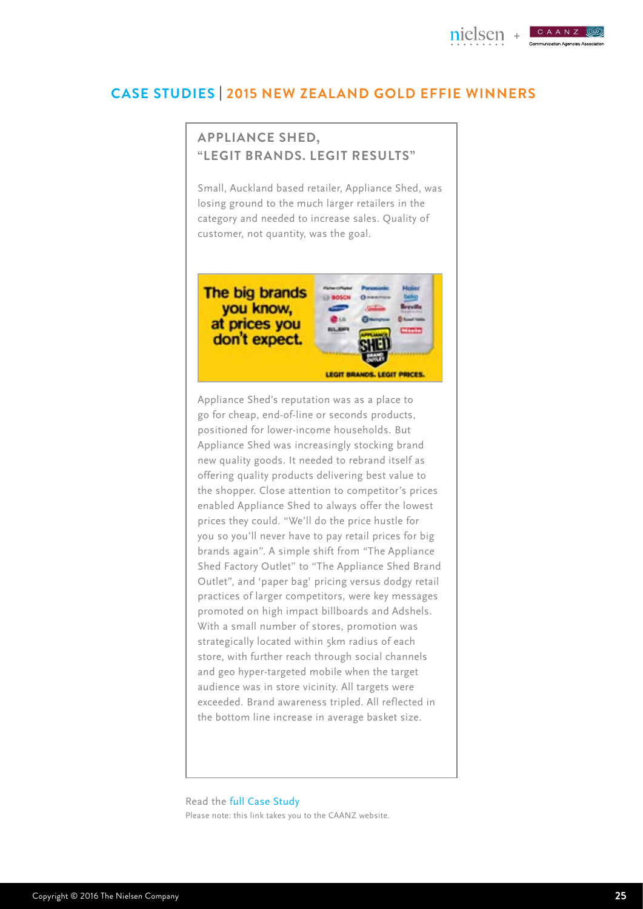## CASE STUDIES | 2015 NEW ZEALAND GOLD EFFIE WINNERS

### APPLIANCE SHED, "LEGIT BRANDS. LEGIT RESULTS"

Small, Auckland based retailer, Appliance Shed, was losing ground to the much larger retailers in the category and needed to increase sales. Quality of customer, not quantity, was the goal.

Appliance Shed's reputation was as a place to go for cheap, end-of-line or seconds products, positioned for lower-income households. But Appliance Shed was increasingly stocking brand new quality goods. It needed to rebrand itself as offering quality products delivering best value to the shopper. Close attention to competitor's prices enabled Appliance Shed to always offer the lowest prices they could. "We'll do the price hustle for you so you'll never have to pay retail prices for big brands again". A simple shift from "The Appliance Shed Factory Outlet" to "The Appliance Shed Brand Outlet", and 'paper bag' pricing versus dodgy retail practices of larger competitors, were key messages promoted on high impact billboards and Adshels. With a small number of stores, promotion was strategically located within 5km radius of each store, with further reach through social channels and geo hyper-targeted mobile when the target audience was in store vicinity. All targets were exceeded. Brand awareness tripled. All reflected in the bottom line increase in average basket size.

Read the full Case Study

Please note: this link takes you to the CAANZ website.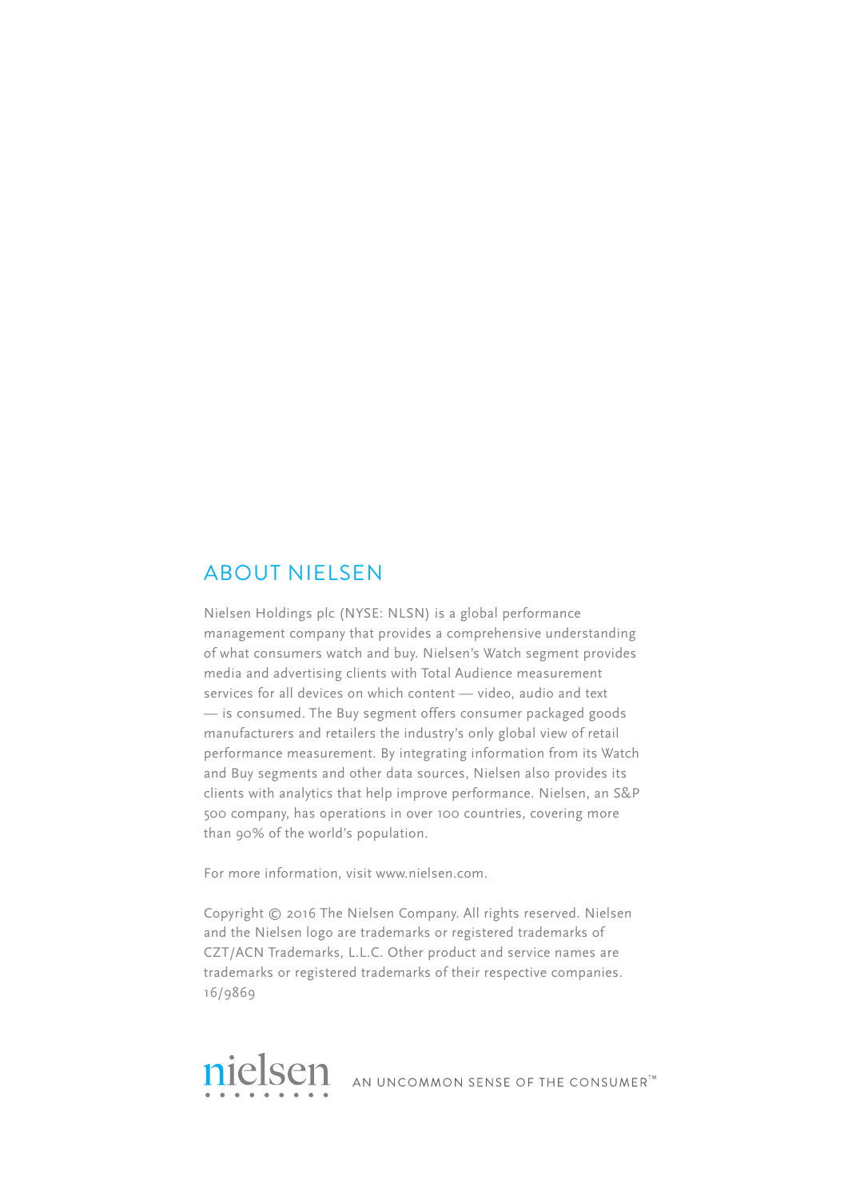## ABOUT NIELSEN

Nielsen Holdings plc (NYSE: NLSN) is a global performance management company that provides a comprehensive understanding of what consumers watch and buy. Nielsen's Watch segment provides media and advertising clients with Total Audience measurement services for all devices on which content — video, audio and text — is consumed. The Buy segment offers consumer packaged goods manufacturers and retailers the industry's only global view of retail performance measurement. By integrating information from its Watch and Buy segments and other data sources, Nielsen also provides its clients with analytics that help improve performance. Nielsen, an S&P 500 company, has operations in over 100 countries, covering more than 90% of the world's population.

For more information, visit www.nielsen.com.

Copyright © 2016 The Nielsen Company. All rights reserved. Nielsen and the Nielsen logo are trademarks or registered trademarks of CZT/ACN Trademarks, L.L.C. Other product and service names are trademarks or registered trademarks of their respective companies. 16/9869

nielsen AN UNCOMMON SENSE OF THE CONSUMER™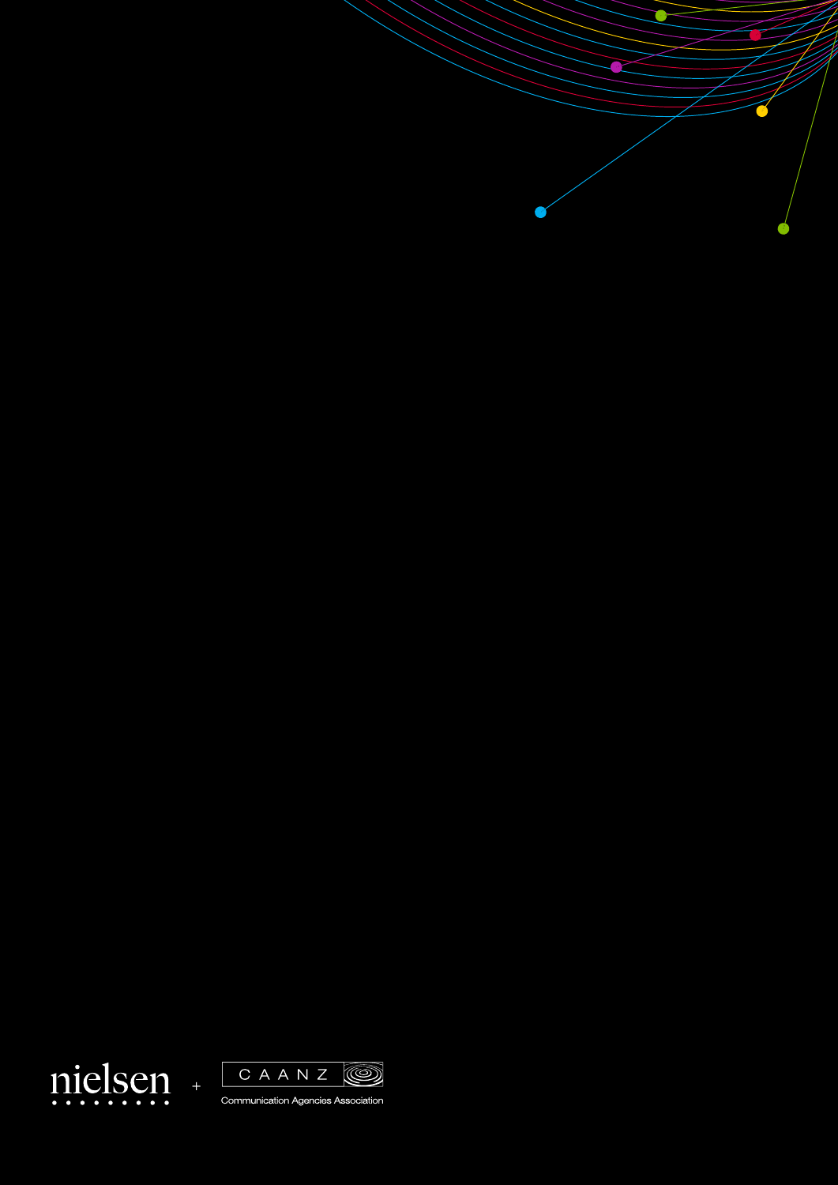nielsen + CAANZ

Communication Agencies Association